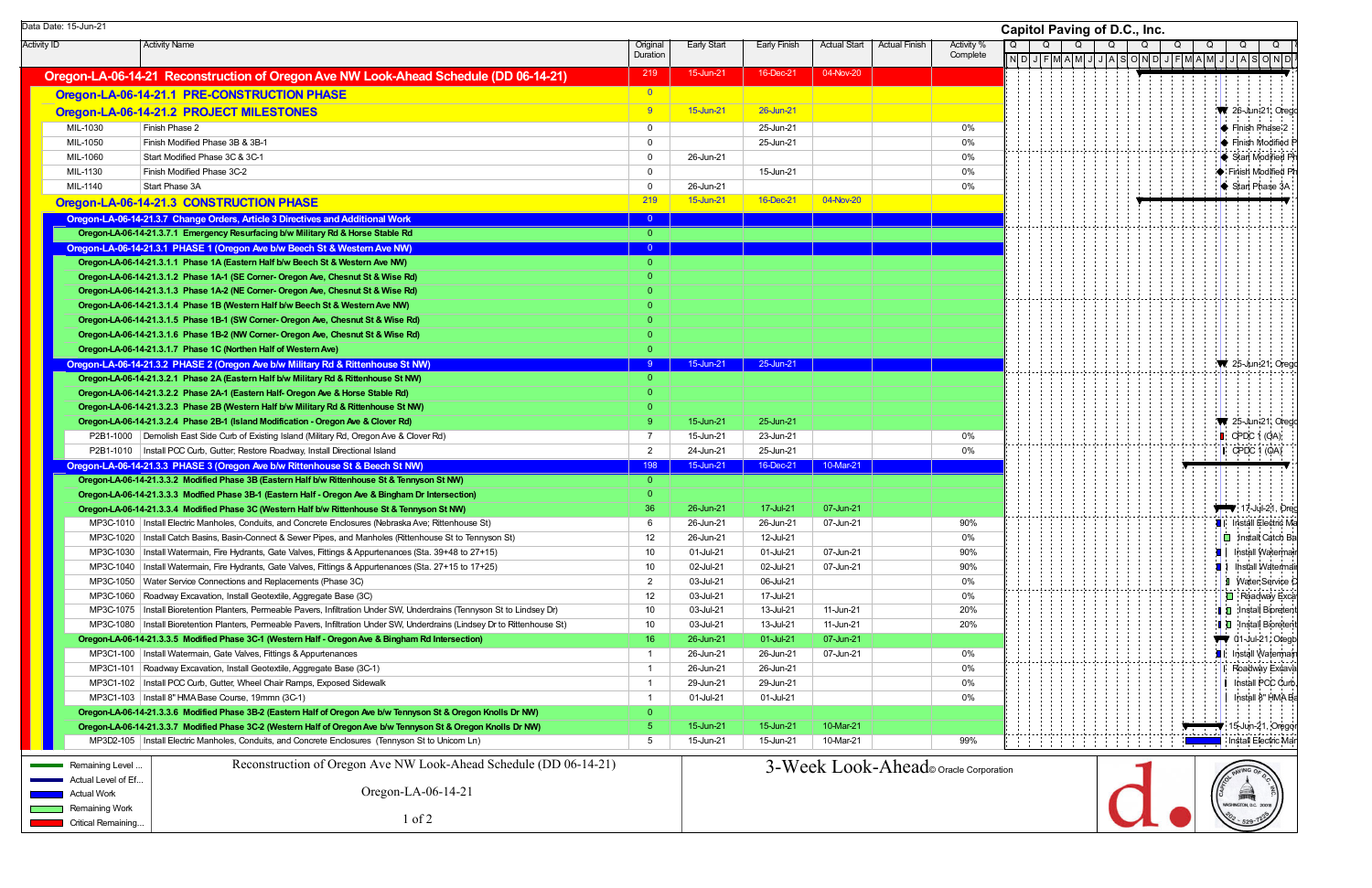Data Date: 15-Jun-21

**Capitol Paving of D.C., Inc.**

| Activity ID | Activity Name | Original Duration | Early Start | Early Finish | Actual Start | Actual Finish | Activity % Complete | Gantt Label |
|---|---|---|---|---|---|---|---|---|
| **Oregon-LA-06-14-21** | **Reconstruction of Oregon Ave NW Look-Ahead Schedule (DD 06-14-21)** | 219 | 15-Jun-21 | 16-Dec-21 | 04-Nov-20 | | | |
| **Oregon-LA-06-14-21.1** | **PRE-CONSTRUCTION PHASE** | 0 | | | | | | |
| **Oregon-LA-06-14-21.2** | **PROJECT MILESTONES** | 9 | 15-Jun-21 | 26-Jun-21 | | | | 26-Jun-21, Orego |
| MIL-1030 | Finish Phase 2 | 0 | | 25-Jun-21 | | | 0% | Finish Phase 2 |
| MIL-1050 | Finish Modified Phase 3B & 3B-1 | 0 | | 25-Jun-21 | | | 0% | Finish Modified P |
| MIL-1060 | Start Modified Phase 3C & 3C-1 | 0 | 26-Jun-21 | | | | 0% | Start Modified Ph |
| MIL-1130 | Finish Modified Phase 3C-2 | 0 | | 15-Jun-21 | | | 0% | Finish Modified Ph |
| MIL-1140 | Start Phase 3A | 0 | 26-Jun-21 | | | | 0% | Start Phase 3A |
| **Oregon-LA-06-14-21.3** | **CONSTRUCTION PHASE** | 219 | 15-Jun-21 | 16-Dec-21 | 04-Nov-20 | | | |
| **Oregon-LA-06-14-21.3.7** | **Change Orders, Article 3 Directives and Additional Work** | 0 | | | | | | |
| **Oregon-LA-06-14-21.3.7.1** | **Emergency Resurfacing b/w Military Rd & Horse Stable Rd** | 0 | | | | | | |
| **Oregon-LA-06-14-21.3.1** | **PHASE 1 (Oregon Ave b/w Beech St & Western Ave NW)** | 0 | | | | | | |
| **Oregon-LA-06-14-21.3.1.1** | **Phase 1A (Eastern Half b/w Beech St & Western Ave NW)** | 0 | | | | | | |
| **Oregon-LA-06-14-21.3.1.2** | **Phase 1A-1 (SE Corner- Oregon Ave, Chesnut St & Wise Rd)** | 0 | | | | | | |
| **Oregon-LA-06-14-21.3.1.3** | **Phase 1A-2 (NE Corner- Oregon Ave, Chesnut St & Wise Rd)** | 0 | | | | | | |
| **Oregon-LA-06-14-21.3.1.4** | **Phase 1B (Western Half b/w Beech St & Western Ave NW)** | 0 | | | | | | |
| **Oregon-LA-06-14-21.3.1.5** | **Phase 1B-1 (SW Corner- Oregon Ave, Chesnut St & Wise Rd)** | 0 | | | | | | |
| **Oregon-LA-06-14-21.3.1.6** | **Phase 1B-2 (NW Corner- Oregon Ave, Chesnut St & Wise Rd)** | 0 | | | | | | |
| **Oregon-LA-06-14-21.3.1.7** | **Phase 1C (Northen Half of Western Ave)** | 0 | | | | | | |
| **Oregon-LA-06-14-21.3.2** | **PHASE 2 (Oregon Ave b/w Military Rd & Rittenhouse St NW)** | 9 | 15-Jun-21 | 25-Jun-21 | | | | 25-Jun-21, Orego |
| **Oregon-LA-06-14-21.3.2.1** | **Phase 2A (Eastern Half b/w Military Rd & Rittenhouse St NW)** | 0 | | | | | | |
| **Oregon-LA-06-14-21.3.2.2** | **Phase 2A-1 (Eastern Half- Oregon Ave & Horse Stable Rd)** | 0 | | | | | | |
| **Oregon-LA-06-14-21.3.2.3** | **Phase 2B (Western Half b/w Military Rd & Rittenhouse St NW)** | 0 | | | | | | |
| **Oregon-LA-06-14-21.3.2.4** | **Phase 2B-1 (Island Modification - Oregon Ave & Clover Rd)** | 9 | 15-Jun-21 | 25-Jun-21 | | | | 25-Jun-21, Orego |
| P2B1-1000 | Demolish East Side Curb of Existing Island (Military Rd, Oregon Ave & Clover Rd) | 7 | 15-Jun-21 | 23-Jun-21 | | | 0% | CPDC 1 (QA) |
| P2B1-1010 | Install PCC Curb, Gutter, Restore Roadway, Install Directional Island | 2 | 24-Jun-21 | 25-Jun-21 | | | 0% | CPDC 1 (QA) |
| **Oregon-LA-06-14-21.3.3** | **PHASE 3 (Oregon Ave b/w Rittenhouse St & Beech St NW)** | 198 | 15-Jun-21 | 16-Dec-21 | 10-Mar-21 | | | |
| **Oregon-LA-06-14-21.3.3.2** | **Modified Phase 3B (Eastern Half b/w Rittenhouse St & Tennyson St NW)** | 0 | | | | | | |
| **Oregon-LA-06-14-21.3.3.3** | **Modified Phase 3B-1 (Eastern Half - Oregon Ave & Bingham Dr Intersection)** | 0 | | | | | | |
| **Oregon-LA-06-14-21.3.3.4** | **Modified Phase 3C (Western Half b/w Rittenhouse St & Tennyson St NW)** | 36 | 26-Jun-21 | 17-Jul-21 | 07-Jun-21 | | | 17-Jul-21, Oreg |
| MP3C-1010 | Install Electric Manholes, Conduits, and Concrete Enclosures (Nebraska Ave; Rittenhouse St) | 6 | 26-Jun-21 | 26-Jun-21 | 07-Jun-21 | | 90% | Install Electric Ma |
| MP3C-1020 | Install Catch Basins, Basin-Connect & Sewer Pipes, and Manholes (Rittenhouse St to Tennyson St) | 12 | 26-Jun-21 | 12-Jul-21 | | | 0% | Install Catch Ba |
| MP3C-1030 | Install Watermain, Fire Hydrants, Gate Valves, Fittings & Appurtenances (Sta. 39+48 to 27+15) | 10 | 01-Jul-21 | 01-Jul-21 | 07-Jun-21 | | 90% | Install Watermain |
| MP3C-1040 | Install Watermain, Fire Hydrants, Gate Valves, Fittings & Appurtenances (Sta. 27+15 to 17+25) | 10 | 02-Jul-21 | 02-Jul-21 | 07-Jun-21 | | 90% | Install Watermain |
| MP3C-1050 | Water Service Connections and Replacements (Phase 3C) | 2 | 03-Jul-21 | 06-Jul-21 | | | 0% | Water Service C |
| MP3C-1060 | Roadway Excavation, Install Geotextile, Aggregate Base (3C) | 12 | 03-Jul-21 | 17-Jul-21 | | | 0% | Roadway Exca |
| MP3C-1075 | Install Bioretention Planters, Permeable Pavers, Infiltration Under SW, Underdrains (Tennyson St to Lindsey Dr) | 10 | 03-Jul-21 | 13-Jul-21 | 11-Jun-21 | | 20% | Install Bioretent |
| MP3C-1080 | Install Bioretention Planters, Permeable Pavers, Infiltration Under SW, Underdrains (Lindsey Dr to Rittenhouse St) | 10 | 03-Jul-21 | 13-Jul-21 | 11-Jun-21 | | 20% | Install Bioretent |
| **Oregon-LA-06-14-21.3.3.5** | **Modified Phase 3C-1 (Western Half - Oregon Ave & Bingham Rd Intersection)** | 16 | 26-Jun-21 | 01-Jul-21 | 07-Jun-21 | | | 01-Jul-21, Orego |
| MP3C1-100 | Install Watermain, Gate Valves, Fittings & Appurtenances | 1 | 26-Jun-21 | 26-Jun-21 | 07-Jun-21 | | 0% | Install Watermain |
| MP3C1-101 | Roadway Excavation, Install Geotextile, Aggregate Base (3C-1) | 1 | 26-Jun-21 | 26-Jun-21 | | | 0% | Roadway Excava |
| MP3C1-102 | Install PCC Curb, Gutter, Wheel Chair Ramps, Exposed Sidewalk | 1 | 29-Jun-21 | 29-Jun-21 | | | 0% | Install PCC Curb |
| MP3C1-103 | Install 8" HMA Base Course, 19mmn (3C-1) | 1 | 01-Jul-21 | 01-Jul-21 | | | 0% | Install 8" HMA Ba |
| **Oregon-LA-06-14-21.3.3.6** | **Modified Phase 3B-2 (Eastern Half of Oregon Ave b/w Tennyson St & Oregon Knolls Dr NW)** | 0 | | | | | | |
| **Oregon-LA-06-14-21.3.3.7** | **Modified Phase 3C-2 (Western Half of Oregon Ave b/w Tennyson St & Oregon Knolls Dr NW)** | 5 | 15-Jun-21 | 15-Jun-21 | 10-Mar-21 | | | 15-Jun-21, Orego |
| MP3D2-105 | Install Electric Manholes, Conduits, and Concrete Enclosures (Tennyson St to Unicorn Ln) | 5 | 15-Jun-21 | 15-Jun-21 | 10-Mar-21 | | 99% | Install Electric Mar |

Legend: Remaining Level ... | Actual Level of Ef... | Actual Work | Remaining Work | Critical Remaining...

Reconstruction of Oregon Ave NW Look-Ahead Schedule (DD 06-14-21)

Oregon-LA-06-14-21

3-Week Look-Ahead © Oracle Corporation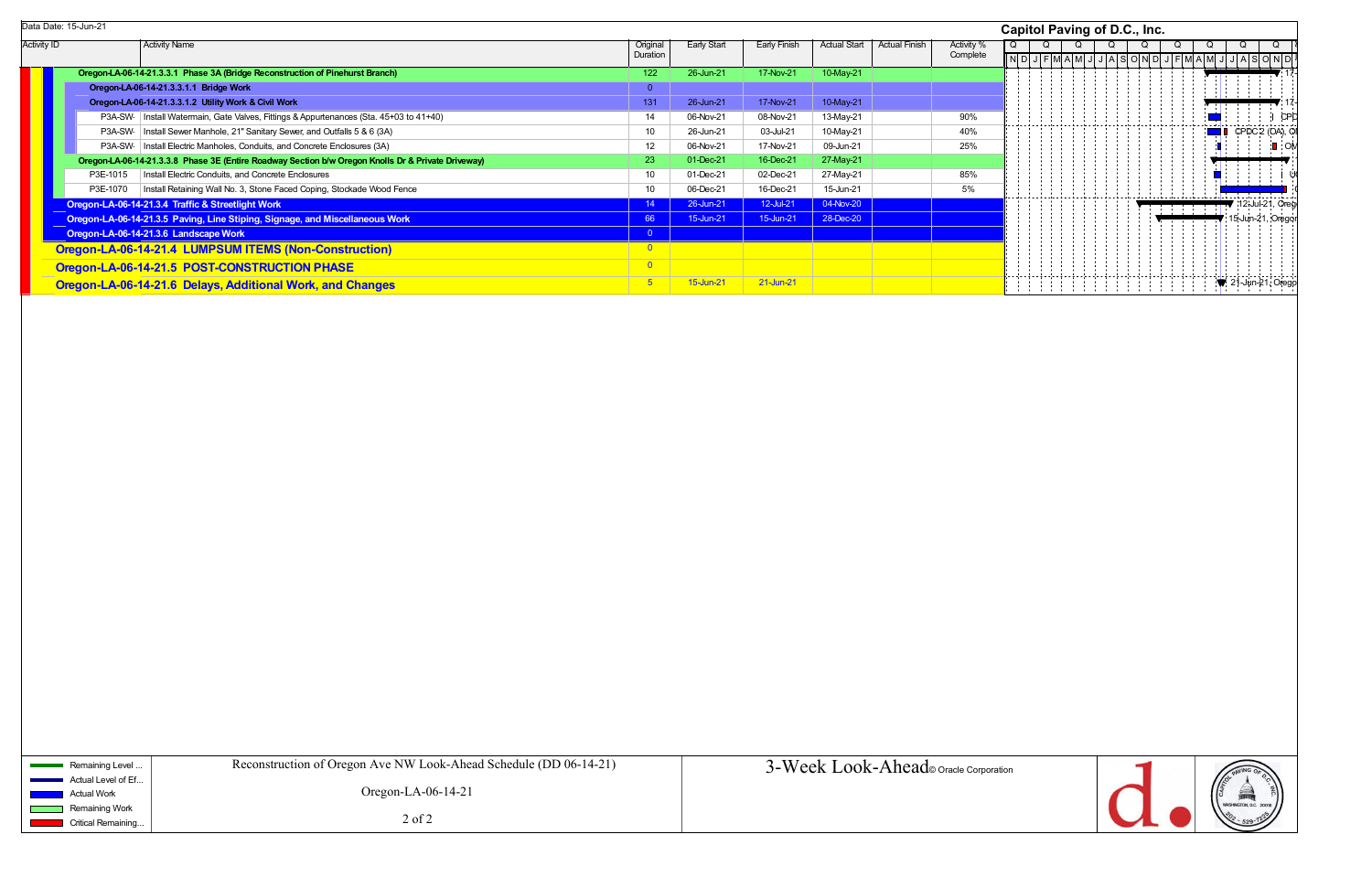Data Date: 15-Jun-21

**Capitol Paving of D.C., Inc.**

| Activity ID | Activity Name | Original Duration | Early Start | Early Finish | Actual Start | Actual Finish | Activity % Complete |
|---|---|---|---|---|---|---|---|
| **Oregon-LA-06-14-21.3.3.1 Phase 3A (Bridge Reconstruction of Pinehurst Branch)** | | 122 | 26-Jun-21 | 17-Nov-21 | 10-May-21 | | |
| **Oregon-LA-06-14-21.3.3.1.1 Bridge Work** | | 0 | | | | | |
| **Oregon-LA-06-14-21.3.3.1.2 Utility Work & Civil Work** | | 131 | 26-Jun-21 | 17-Nov-21 | 10-May-21 | | |
| P3A-SW- | Install Watermain, Gate Valves, Fittings & Appurtenances (Sta. 45+03 to 41+40) | 14 | 06-Nov-21 | 08-Nov-21 | 13-May-21 | | 90% |
| P3A-SW- | Install Sewer Manhole, 21" Sanitary Sewer, and Outfalls 5 & 6 (3A) | 10 | 26-Jun-21 | 03-Jul-21 | 10-May-21 | | 40% |
| P3A-SW- | Install Electric Manholes, Conduits, and Concrete Enclosures (3A) | 12 | 06-Nov-21 | 17-Nov-21 | 09-Jun-21 | | 25% |
| **Oregon-LA-06-14-21.3.3.8 Phase 3E (Entire Roadway Section b/w Oregon Knolls Dr & Private Driveway)** | | 23 | 01-Dec-21 | 16-Dec-21 | 27-May-21 | | |
| P3E-1015 | Install Electric Conduits, and Concrete Enclosures | 10 | 01-Dec-21 | 02-Dec-21 | 27-May-21 | | 85% |
| P3E-1070 | Install Retaining Wall No. 3, Stone Faced Coping, Stockade Wood Fence | 10 | 06-Dec-21 | 16-Dec-21 | 15-Jun-21 | | 5% |
| **Oregon-LA-06-14-21.3.4 Traffic & Streetlight Work** | | 14 | 26-Jun-21 | 12-Jul-21 | 04-Nov-20 | | |
| **Oregon-LA-06-14-21.3.5 Paving, Line Stiping, Signage, and Miscellaneous Work** | | 66 | 15-Jun-21 | 15-Jun-21 | 28-Dec-20 | | |
| **Oregon-LA-06-14-21.3.6 Landscape Work** | | 0 | | | | | |
| **Oregon-LA-06-14-21.4 LUMPSUM ITEMS (Non-Construction)** | | 0 | | | | | |
| **Oregon-LA-06-14-21.5 POST-CONSTRUCTION PHASE** | | 0 | | | | | |
| **Oregon-LA-06-14-21.6 Delays, Additional Work, and Changes** | | 5 | 15-Jun-21 | 21-Jun-21 | | | |

Remaining Level ...
Actual Level of Ef...
Actual Work
Remaining Work
Critical Remaining...

Reconstruction of Oregon Ave NW Look-Ahead Schedule (DD 06-14-21)

Oregon-LA-06-14-21

3-Week Look-Ahead © Oracle Corporation